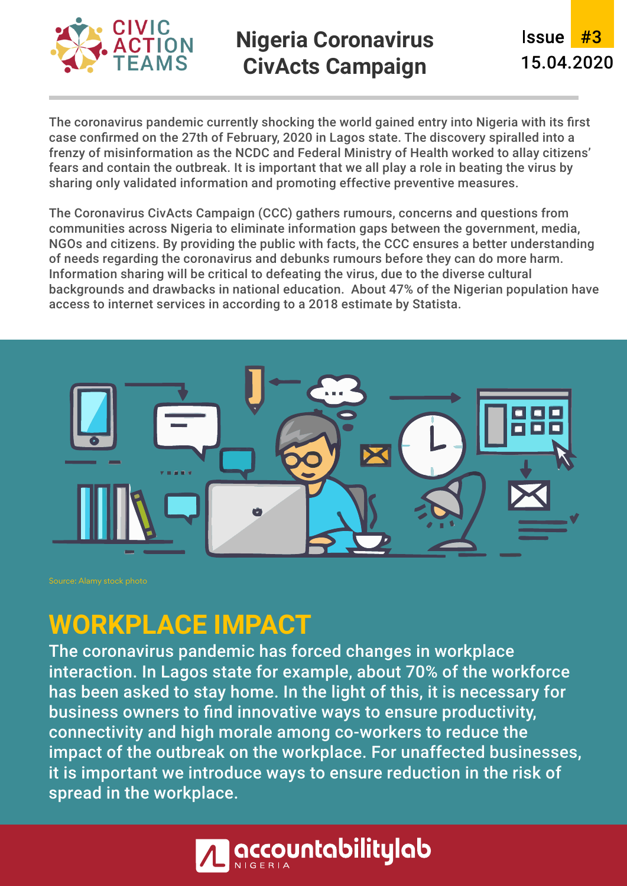# Nigeria Coronavirus CivActs Campaign

Issue #3
15.04.2020

The coronavirus pandemic currently shocking the world gained entry into Nigeria with its first case confirmed on the 27th of February, 2020 in Lagos state. The discovery spiralled into a frenzy of misinformation as the NCDC and Federal Ministry of Health worked to allay citizens' fears and contain the outbreak. It is important that we all play a role in beating the virus by sharing only validated information and promoting effective preventive measures.

The Coronavirus CivActs Campaign (CCC) gathers rumours, concerns and questions from communities across Nigeria to eliminate information gaps between the government, media, NGOs and citizens. By providing the public with facts, the CCC ensures a better understanding of needs regarding the coronavirus and debunks rumours before they can do more harm. Information sharing will be critical to defeating the virus, due to the diverse cultural backgrounds and drawbacks in national education. About 47% of the Nigerian population have access to internet services in according to a 2018 estimate by Statista.

Source: Alamy stock photo

## WORKPLACE IMPACT

The coronavirus pandemic has forced changes in workplace interaction. In Lagos state for example, about 70% of the workforce has been asked to stay home. In the light of this, it is necessary for business owners to find innovative ways to ensure productivity, connectivity and high morale among co-workers to reduce the impact of the outbreak on the workplace. For unaffected businesses, it is important we introduce ways to ensure reduction in the risk of spread in the workplace.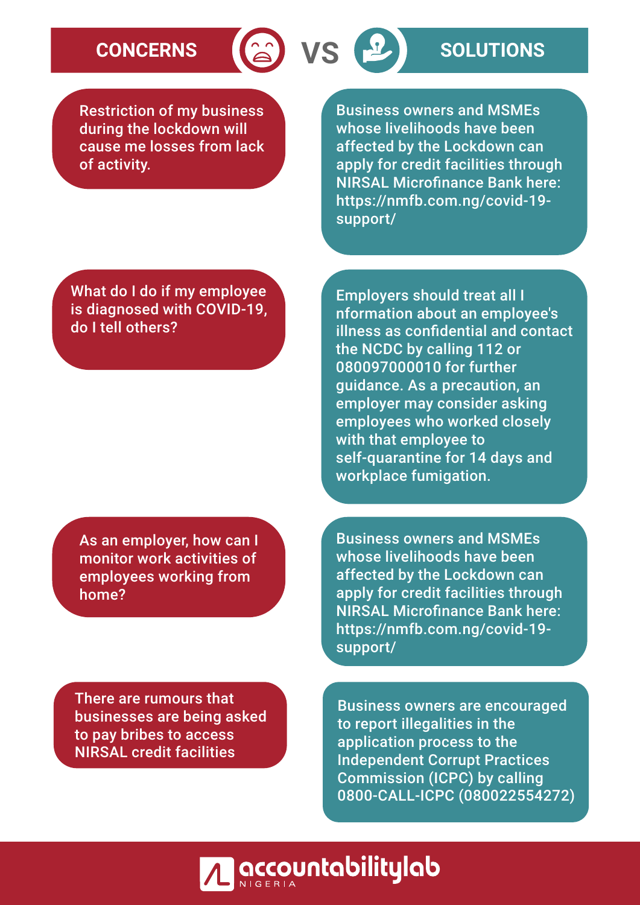| CONCERNS | SOLUTIONS |
| --- | --- |
| Restriction of my business during the lockdown will cause me losses from lack of activity. | Business owners and MSMEs whose livelihoods have been affected by the Lockdown can apply for credit facilities through NIRSAL Microfinance Bank here: https://nmfb.com.ng/covid-19-support/ |
| What do I do if my employee is diagnosed with COVID-19, do I tell others? | Employers should treat all I nformation about an employee's illness as confidential and contact the NCDC by calling 112 or 080097000010 for further guidance. As a precaution, an employer may consider asking employees who worked closely with that employee to self-quarantine for 14 days and workplace fumigation. |
| As an employer, how can I monitor work activities of employees working from home? | Business owners and MSMEs whose livelihoods have been affected by the Lockdown can apply for credit facilities through NIRSAL Microfinance Bank here: https://nmfb.com.ng/covid-19-support/ |
| There are rumours that businesses are being asked to pay bribes to access NIRSAL credit facilities | Business owners are encouraged to report illegalities in the application process to the Independent Corrupt Practices Commission (ICPC) by calling 0800-CALL-ICPC (080022554272) |

accountabilitylab NIGERIA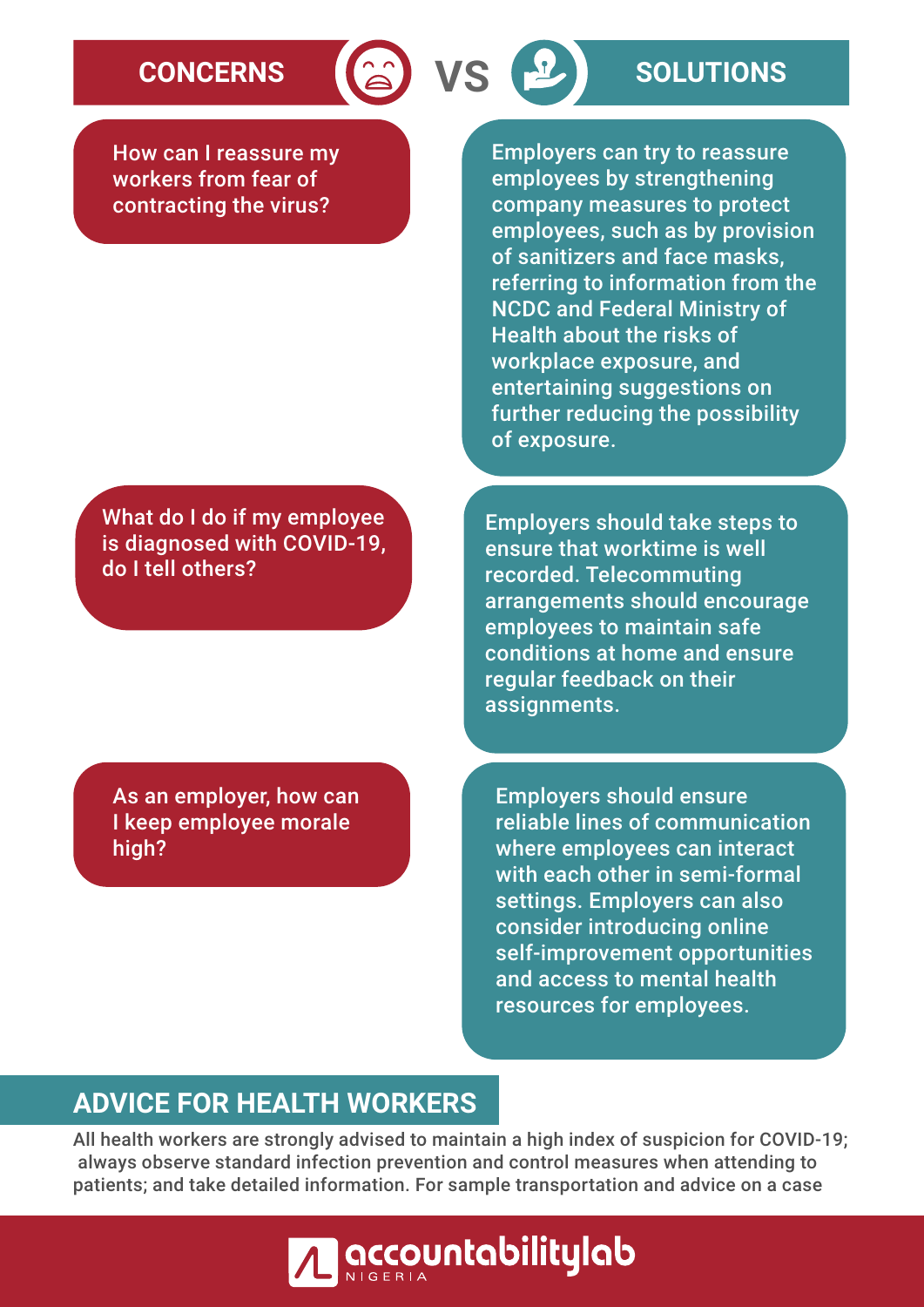## CONCERNS VS SOLUTIONS

| CONCERNS | SOLUTIONS |
| --- | --- |
| How can I reassure my workers from fear of contracting the virus? | Employers can try to reassure employees by strengthening company measures to protect employees, such as by provision of sanitizers and face masks, referring to information from the NCDC and Federal Ministry of Health about the risks of workplace exposure, and entertaining suggestions on further reducing the possibility of exposure. |
| What do I do if my employee is diagnosed with COVID-19, do I tell others? | Employers should take steps to ensure that worktime is well recorded. Telecommuting arrangements should encourage employees to maintain safe conditions at home and ensure regular feedback on their assignments. |
| As an employer, how can I keep employee morale high? | Employers should ensure reliable lines of communication where employees can interact with each other in semi-formal settings. Employers can also consider introducing online self-improvement opportunities and access to mental health resources for employees. |

## ADVICE FOR HEALTH WORKERS

All health workers are strongly advised to maintain a high index of suspicion for COVID-19; always observe standard infection prevention and control measures when attending to patients; and take detailed information. For sample transportation and advice on a case

accountabilitylab NIGERIA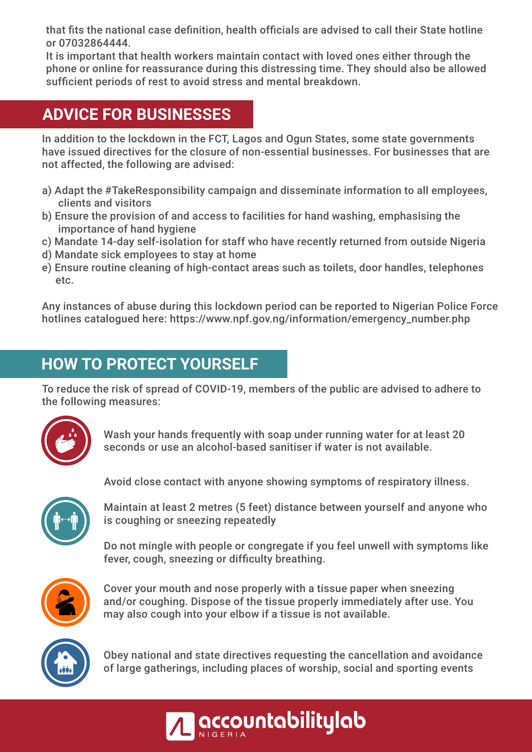that fits the national case definition, health officials are advised to call their State hotline or 07032864444.

It is important that health workers maintain contact with loved ones either through the phone or online for reassurance during this distressing time. They should also be allowed sufficient periods of rest to avoid stress and mental breakdown.

## ADVICE FOR BUSINESSES

In addition to the lockdown in the FCT, Lagos and Ogun States, some state governments have issued directives for the closure of non-essential businesses. For businesses that are not affected, the following are advised:

a) Adapt the #TakeResponsibility campaign and disseminate information to all employees, clients and visitors
b) Ensure the provision of and access to facilities for hand washing, emphasising the importance of hand hygiene
c) Mandate 14-day self-isolation for staff who have recently returned from outside Nigeria
d) Mandate sick employees to stay at home
e) Ensure routine cleaning of high-contact areas such as toilets, door handles, telephones etc.

Any instances of abuse during this lockdown period can be reported to Nigerian Police Force hotlines catalogued here: https://www.npf.gov.ng/information/emergency_number.php

## HOW TO PROTECT YOURSELF

To reduce the risk of spread of COVID-19, members of the public are advised to adhere to the following measures:

Wash your hands frequently with soap under running water for at least 20 seconds or use an alcohol-based sanitiser if water is not available.

Avoid close contact with anyone showing symptoms of respiratory illness.

Maintain at least 2 metres (5 feet) distance between yourself and anyone who is coughing or sneezing repeatedly

Do not mingle with people or congregate if you feel unwell with symptoms like fever, cough, sneezing or difficulty breathing.

Cover your mouth and nose properly with a tissue paper when sneezing and/or coughing. Dispose of the tissue properly immediately after use. You may also cough into your elbow if a tissue is not available.

Obey national and state directives requesting the cancellation and avoidance of large gatherings, including places of worship, social and sporting events

accountabilitylab NIGERIA